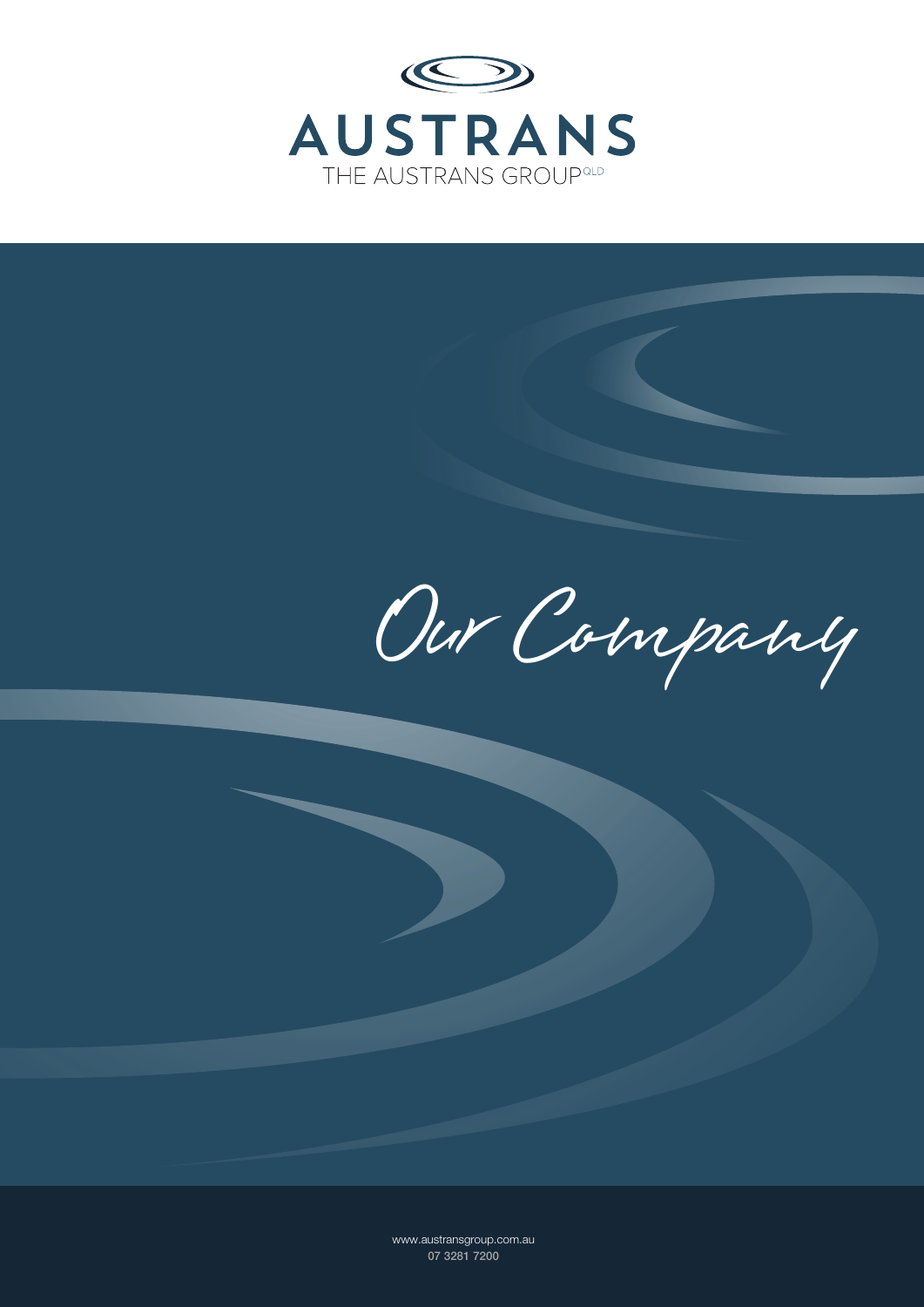# AUSTRANS

THE AUSTRANS GROUP QLD

# Our Company

www.austransgroup.com.au
07 3281 7200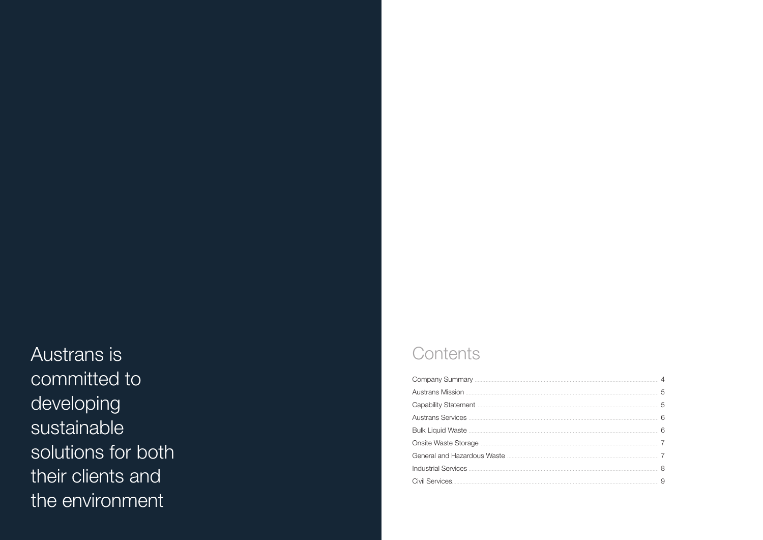Austrans is committed to developing sustainable solutions for both their clients and the environment

## Contents

| Section | Page |
|---|---|
| Company Summary | 4 |
| Austrans Mission | 5 |
| Capability Statement | 5 |
| Austrans Services | 6 |
| Bulk Liquid Waste | 6 |
| Onsite Waste Storage | 7 |
| General and Hazardous Waste | 7 |
| Industrial Services | 8 |
| Civil Services | 9 |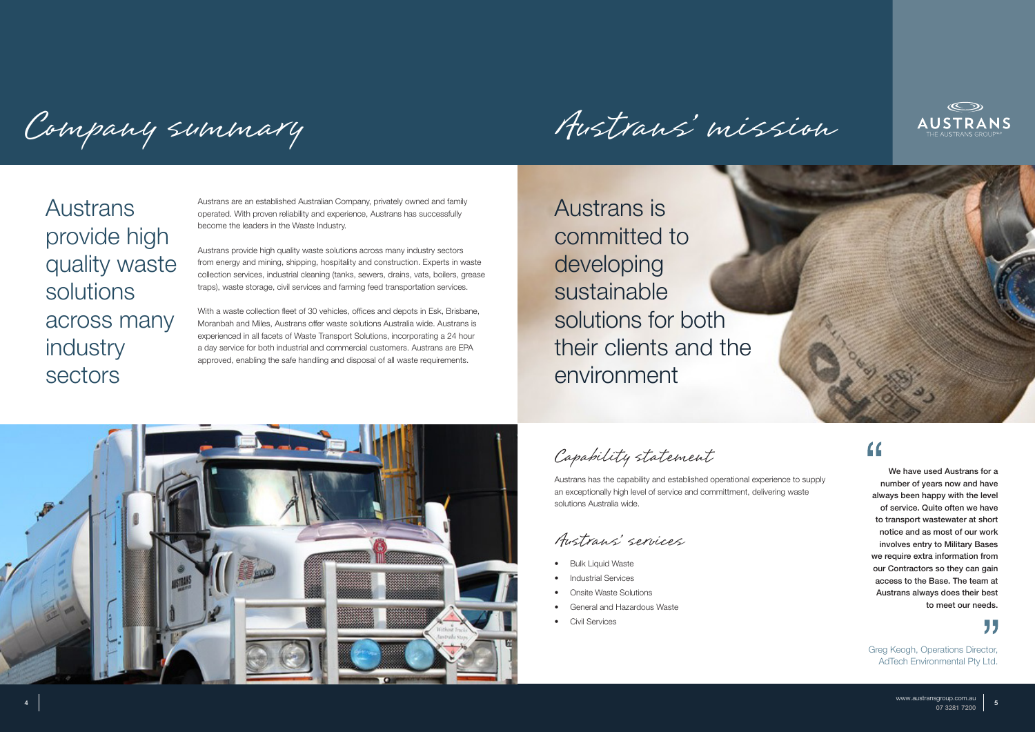# Company summary

## Austrans provide high quality waste solutions across many industry sectors

Austrans are an established Australian Company, privately owned and family operated. With proven reliability and experience, Austrans has successfully become the leaders in the Waste Industry.

Austrans provide high quality waste solutions across many industry sectors from energy and mining, shipping, hospitality and construction. Experts in waste collection services, industrial cleaning (tanks, sewers, drains, vats, boilers, grease traps), waste storage, civil services and farming feed transportation services.

With a waste collection fleet of 30 vehicles, offices and depots in Esk, Brisbane, Moranbah and Miles, Austrans offer waste solutions Australia wide. Austrans is experienced in all facets of Waste Transport Solutions, incorporating a 24 hour a day service for both industrial and commercial customers. Austrans are EPA approved, enabling the safe handling and disposal of all waste requirements.

# Austrans' mission

## Austrans is committed to developing sustainable solutions for both their clients and the environment

### Capability statement

Austrans has the capability and established operational experience to supply an exceptionally high level of service and committment, delivering waste solutions Australia wide.

### Austrans' services

- Bulk Liquid Waste
- Industrial Services
- Onsite Waste Solutions
- General and Hazardous Waste
- Civil Services

> **"We have used Austrans for a number of years now and have always been happy with the level of service. Quite often we have to transport wastewater at short notice and as most of our work involves entry to Military Bases we require extra information from our Contractors so they can gain access to the Base. The team at Austrans always does their best to meet our needs."**
>
> Greg Keogh, Operations Director, AdTech Environmental Pty Ltd.

www.austransgroup.com.au
07 3281 7200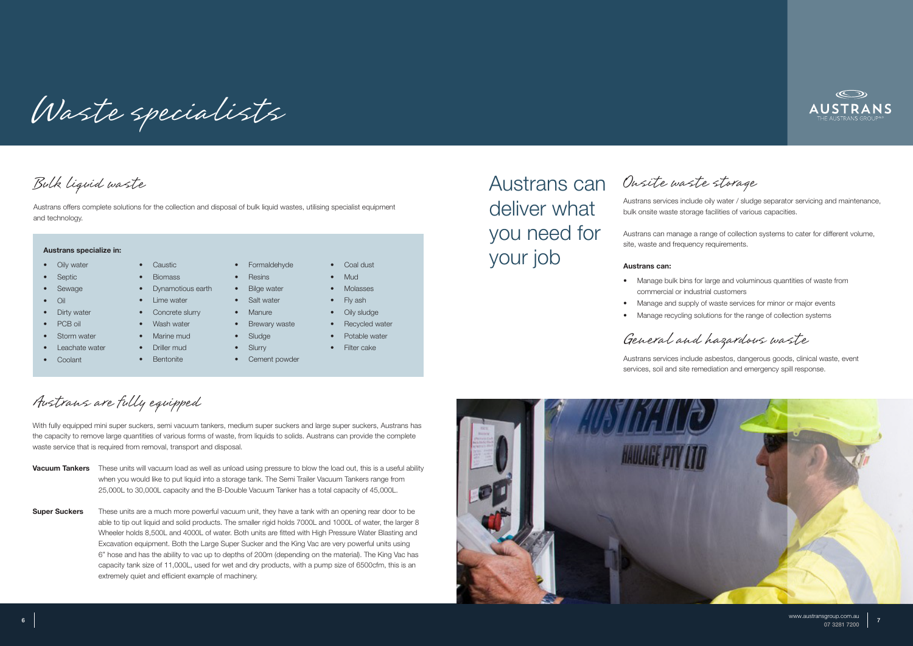# Waste specialists

## Bulk liquid waste

Austrans offers complete solutions for the collection and disposal of bulk liquid wastes, utilising specialist equipment and technology.

**Austrans specialize in:**

- Oily water
- Septic
- Sewage
- Oil
- Dirty water
- PCB oil
- Storm water
- Leachate water
- Coolant
- Caustic
- Biomass
- Dynamotious earth
- Lime water
- Concrete slurry
- Wash water
- Marine mud
- Driller mud
- Bentonite
- Formaldehyde
- Resins
- Bilge water
- Salt water
- Manure
- Brewary waste
- Sludge
- Slurry
- Cement powder
- Coal dust
- Mud
- Molasses
- Fly ash
- Oily sludge
- Recycled water
- Potable water
- Filter cake

## Austrans are fully equipped

With fully equipped mini super suckers, semi vacuum tankers, medium super suckers and large super suckers, Austrans has the capacity to remove large quantities of various forms of waste, from liquids to solids. Austrans can provide the complete waste service that is required from removal, transport and disposal.

**Vacuum Tankers** These units will vacuum load as well as unload using pressure to blow the load out, this is a useful ability when you would like to put liquid into a storage tank. The Semi Trailer Vacuum Tankers range from 25,000L to 30,000L capacity and the B-Double Vacuum Tanker has a total capacity of 45,000L.

**Super Suckers** These units are a much more powerful vacuum unit, they have a tank with an opening rear door to be able to tip out liquid and solid products. The smaller rigid holds 7000L and 1000L of water, the larger 8 Wheeler holds 8,500L and 4000L of water. Both units are fitted with High Pressure Water Blasting and Excavation equipment. Both the Large Super Sucker and the King Vac are very powerful units using 6" hose and has the ability to vac up to depths of 200m (depending on the material). The King Vac has capacity tank size of 11,000L, used for wet and dry products, with a pump size of 6500cfm, this is an extremely quiet and efficient example of machinery.

## Austrans can deliver what you need for your job

## Onsite waste storage

Austrans services include oily water / sludge separator servicing and maintenance, bulk onsite waste storage facilities of various capacities.

Austrans can manage a range of collection systems to cater for different volume, site, waste and frequency requirements.

**Austrans can:**

- Manage bulk bins for large and voluminous quantities of waste from commercial or industrial customers
- Manage and supply of waste services for minor or major events
- Manage recycling solutions for the range of collection systems

## General and hazardous waste

Austrans services include asbestos, dangerous goods, clinical waste, event services, soil and site remediation and emergency spill response.

www.austransgroup.com.au
07 3281 7200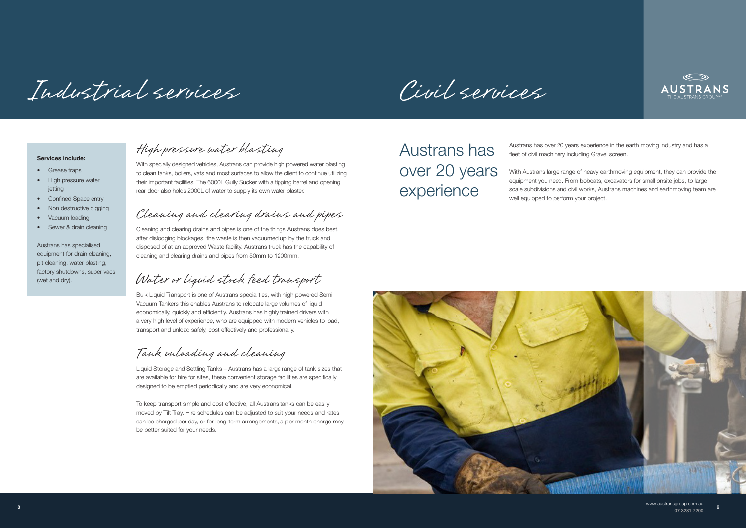# Industrial services

**Services include:**

- Grease traps
- High pressure water jetting
- Confined Space entry
- Non destructive digging
- Vacuum loading
- Sewer & drain cleaning

Austrans has specialised equipment for drain cleaning, pit cleaning, water blasting, factory shutdowns, super vacs (wet and dry).

## High pressure water blasting

With specially designed vehicles, Austrans can provide high powered water blasting to clean tanks, boilers, vats and most surfaces to allow the client to continue utilizing their important facilities. The 6000L Gully Sucker with a tipping barrel and opening rear door also holds 2000L of water to supply its own water blaster.

## Cleaning and clearing drains and pipes

Cleaning and clearing drains and pipes is one of the things Austrans does best, after dislodging blockages, the waste is then vacuumed up by the truck and disposed of at an approved Waste facility. Austrans truck has the capability of cleaning and clearing drains and pipes from 50mm to 1200mm.

## Water or liquid stock feed transport

Bulk Liquid Transport is one of Austrans specialities, with high powered Semi Vacuum Tankers this enables Austrans to relocate large volumes of liquid economically, quickly and efficiently. Austrans has highly trained drivers with a very high level of experience, who are equipped with modern vehicles to load, transport and unload safely, cost effectively and professionally.

## Tank unloading and cleaning

Liquid Storage and Settling Tanks – Austrans has a large range of tank sizes that are available for hire for sites, these convenient storage facilities are specifically designed to be emptied periodically and are very economical.

To keep transport simple and cost effective, all Austrans tanks can be easily moved by Tilt Tray. Hire schedules can be adjusted to suit your needs and rates can be charged per day, or for long-term arrangements, a per month charge may be better suited for your needs.

# Civil services

## Austrans has over 20 years experience

Austrans has over 20 years experience in the earth moving industry and has a fleet of civil machinery including Gravel screen.

With Austrans large range of heavy earthmoving equipment, they can provide the equipment you need. From bobcats, excavators for small onsite jobs, to large scale subdivisions and civil works, Austrans machines and earthmoving team are well equipped to perform your project.

www.austransgroup.com.au
07 3281 7200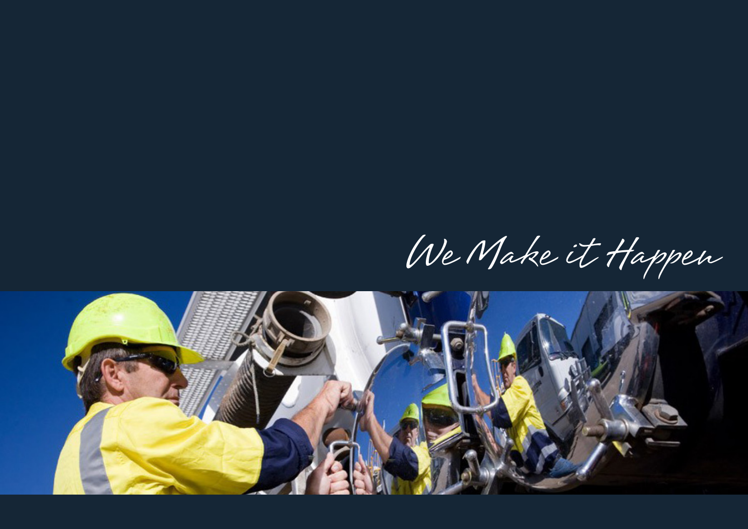*We Make it Happen*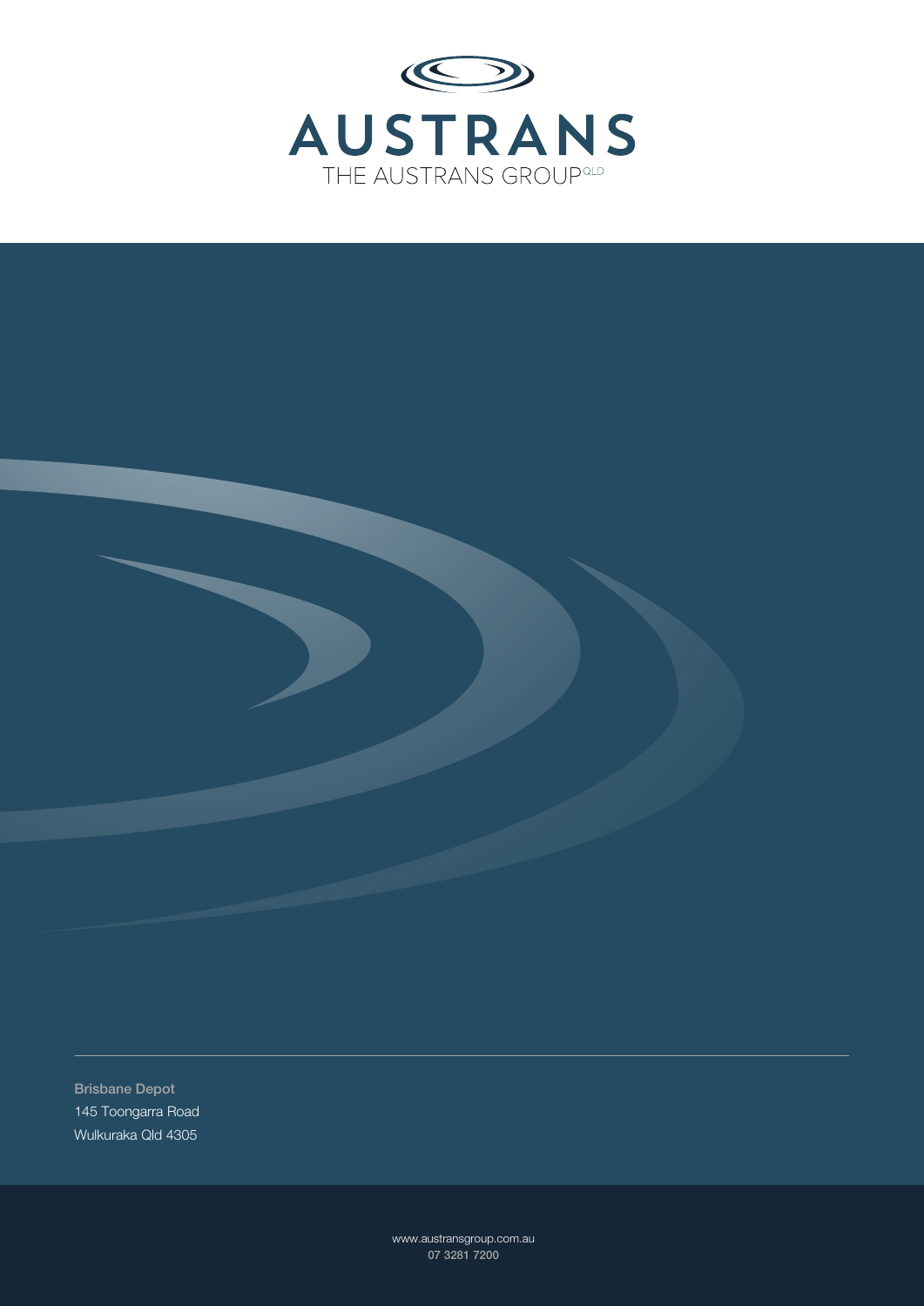AUSTRANS

THE AUSTRANS GROUP QLD

**Brisbane Depot**
145 Toongarra Road
Wulkuraka Qld 4305

www.austransgroup.com.au
07 3281 7200